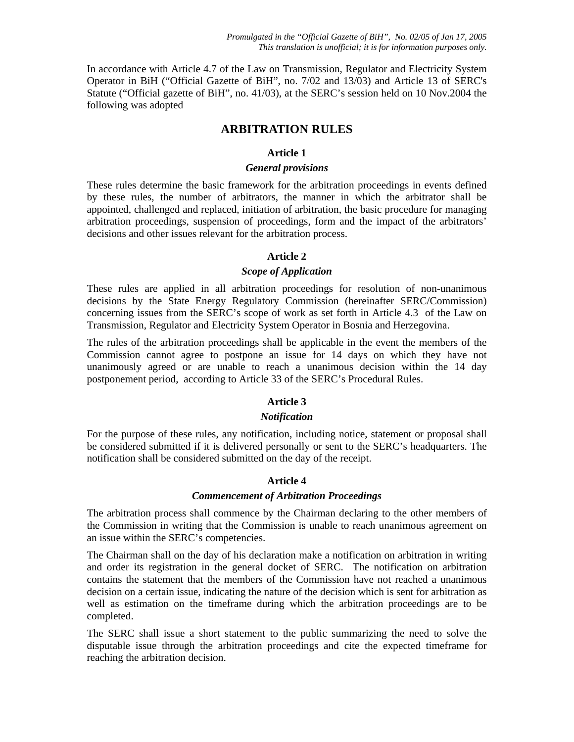*Promulgated in the "Official Gazette of BiH", No. 02/05 of Jan 17, 2005*
*This translation is unofficial; it is for information purposes only.*

In accordance with Article 4.7 of the Law on Transmission, Regulator and Electricity System Operator in BiH ("Official Gazette of BiH", no. 7/02 and 13/03) and Article 13 of SERC's Statute ("Official gazette of BiH", no. 41/03), at the SERC's session held on 10 Nov.2004 the following was adopted

# ARBITRATION RULES

### Article 1

#### *General provisions*

These rules determine the basic framework for the arbitration proceedings in events defined by these rules, the number of arbitrators, the manner in which the arbitrator shall be appointed, challenged and replaced, initiation of arbitration, the basic procedure for managing arbitration proceedings, suspension of proceedings, form and the impact of the arbitrators' decisions and other issues relevant for the arbitration process.

### Article 2

#### *Scope of Application*

These rules are applied in all arbitration proceedings for resolution of non-unanimous decisions by the State Energy Regulatory Commission (hereinafter SERC/Commission) concerning issues from the SERC's scope of work as set forth in Article 4.3 of the Law on Transmission, Regulator and Electricity System Operator in Bosnia and Herzegovina.

The rules of the arbitration proceedings shall be applicable in the event the members of the Commission cannot agree to postpone an issue for 14 days on which they have not unanimously agreed or are unable to reach a unanimous decision within the 14 day postponement period, according to Article 33 of the SERC's Procedural Rules.

### Article 3

#### *Notification*

For the purpose of these rules, any notification, including notice, statement or proposal shall be considered submitted if it is delivered personally or sent to the SERC's headquarters. The notification shall be considered submitted on the day of the receipt.

### Article 4

#### *Commencement of Arbitration Proceedings*

The arbitration process shall commence by the Chairman declaring to the other members of the Commission in writing that the Commission is unable to reach unanimous agreement on an issue within the SERC's competencies.

The Chairman shall on the day of his declaration make a notification on arbitration in writing and order its registration in the general docket of SERC. The notification on arbitration contains the statement that the members of the Commission have not reached a unanimous decision on a certain issue, indicating the nature of the decision which is sent for arbitration as well as estimation on the timeframe during which the arbitration proceedings are to be completed.

The SERC shall issue a short statement to the public summarizing the need to solve the disputable issue through the arbitration proceedings and cite the expected timeframe for reaching the arbitration decision.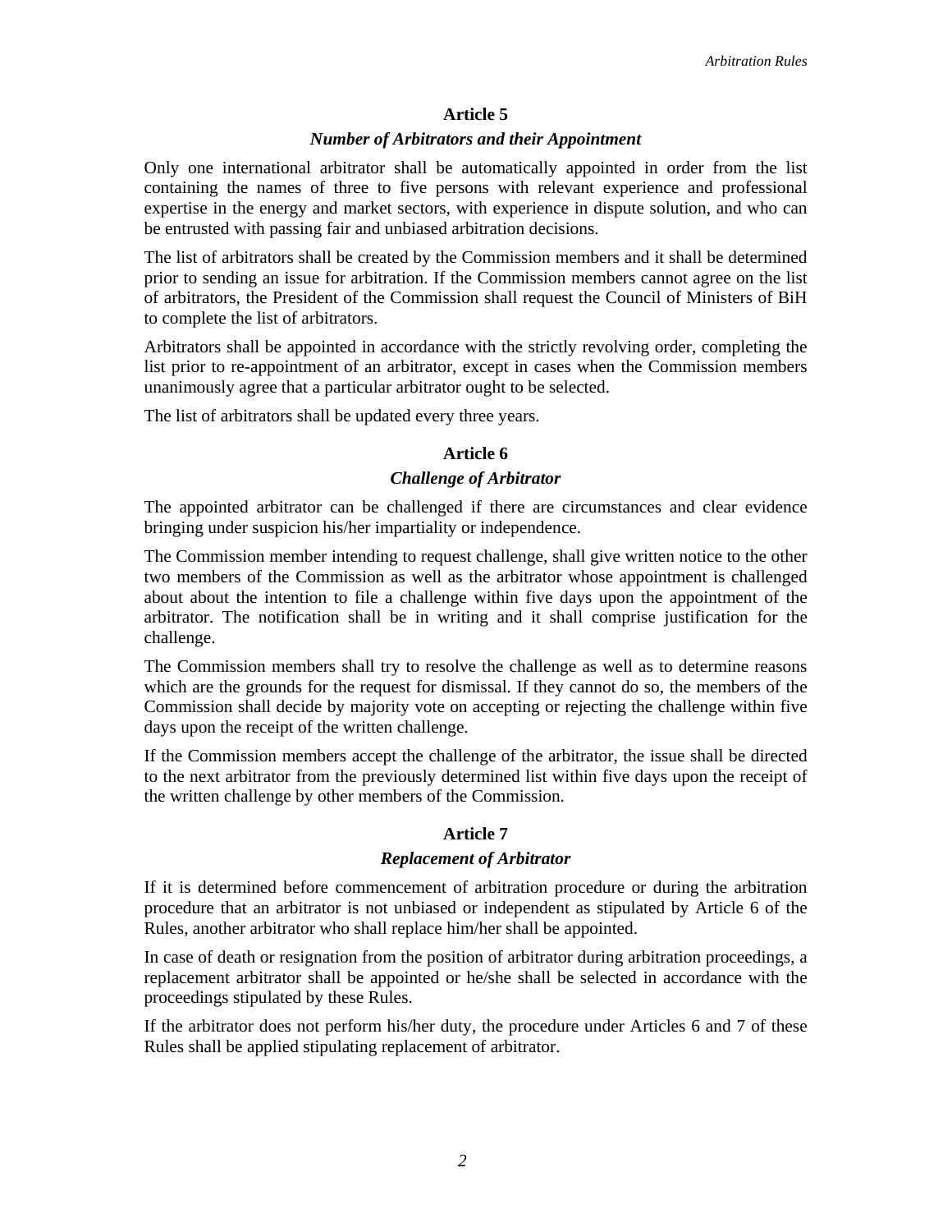## Article 5

### *Number of Arbitrators and their Appointment*

Only one international arbitrator shall be automatically appointed in order from the list containing the names of three to five persons with relevant experience and professional expertise in the energy and market sectors, with experience in dispute solution, and who can be entrusted with passing fair and unbiased arbitration decisions.

The list of arbitrators shall be created by the Commission members and it shall be determined prior to sending an issue for arbitration. If the Commission members cannot agree on the list of arbitrators, the President of the Commission shall request the Council of Ministers of BiH to complete the list of arbitrators.

Arbitrators shall be appointed in accordance with the strictly revolving order, completing the list prior to re-appointment of an arbitrator, except in cases when the Commission members unanimously agree that a particular arbitrator ought to be selected.

The list of arbitrators shall be updated every three years.

## Article 6

### *Challenge of Arbitrator*

The appointed arbitrator can be challenged if there are circumstances and clear evidence bringing under suspicion his/her impartiality or independence.

The Commission member intending to request challenge, shall give written notice to the other two members of the Commission as well as the arbitrator whose appointment is challenged about about the intention to file a challenge within five days upon the appointment of the arbitrator. The notification shall be in writing and it shall comprise justification for the challenge.

The Commission members shall try to resolve the challenge as well as to determine reasons which are the grounds for the request for dismissal. If they cannot do so, the members of the Commission shall decide by majority vote on accepting or rejecting the challenge within five days upon the receipt of the written challenge.

If the Commission members accept the challenge of the arbitrator, the issue shall be directed to the next arbitrator from the previously determined list within five days upon the receipt of the written challenge by other members of the Commission.

## Article 7

### *Replacement of Arbitrator*

If it is determined before commencement of arbitration procedure or during the arbitration procedure that an arbitrator is not unbiased or independent as stipulated by Article 6 of the Rules, another arbitrator who shall replace him/her shall be appointed.

In case of death or resignation from the position of arbitrator during arbitration proceedings, a replacement arbitrator shall be appointed or he/she shall be selected in accordance with the proceedings stipulated by these Rules.

If the arbitrator does not perform his/her duty, the procedure under Articles 6 and 7 of these Rules shall be applied stipulating replacement of arbitrator.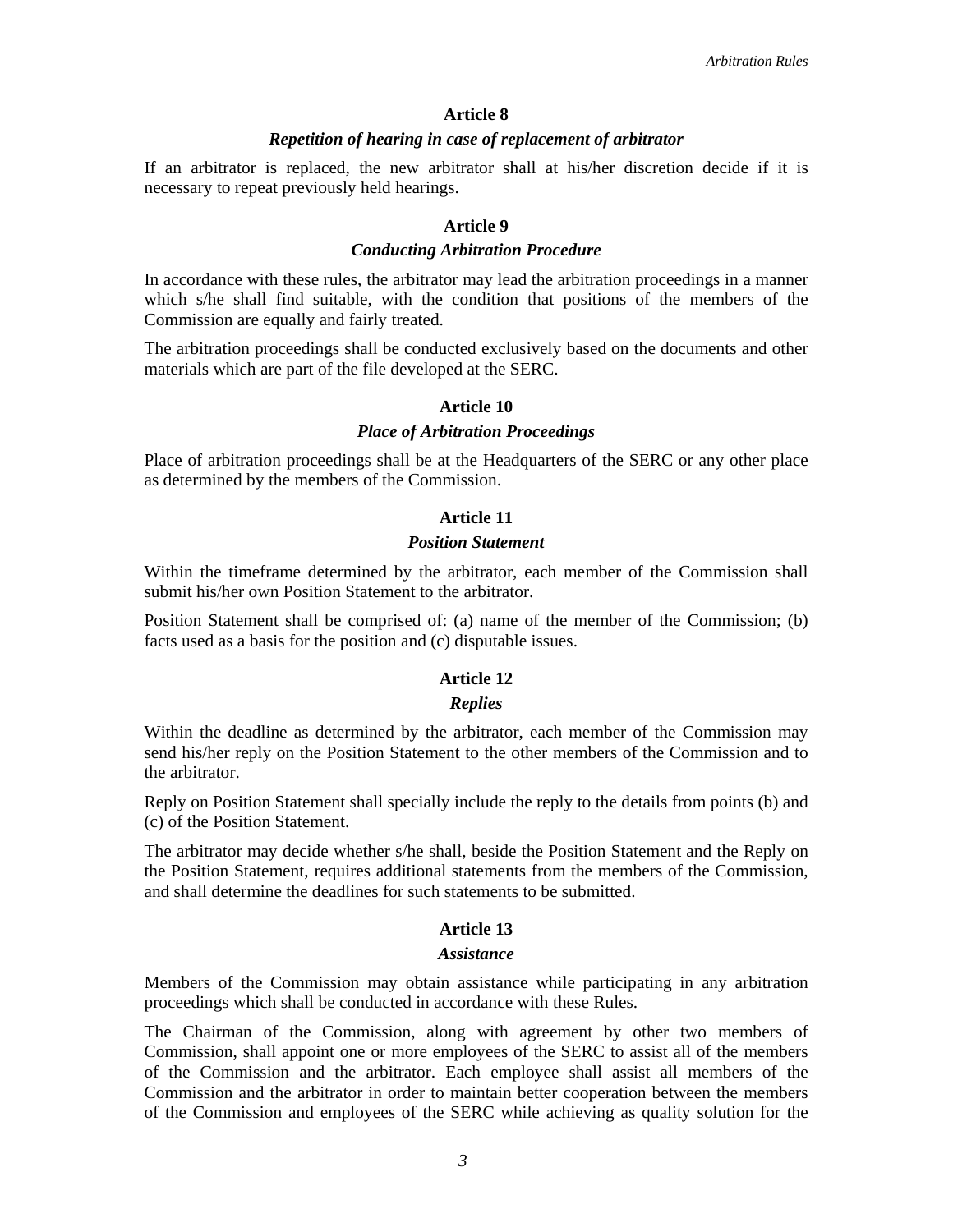## Article 8

### *Repetition of hearing in case of replacement of arbitrator*

If an arbitrator is replaced, the new arbitrator shall at his/her discretion decide if it is necessary to repeat previously held hearings.

## Article 9

### *Conducting Arbitration Procedure*

In accordance with these rules, the arbitrator may lead the arbitration proceedings in a manner which s/he shall find suitable, with the condition that positions of the members of the Commission are equally and fairly treated.

The arbitration proceedings shall be conducted exclusively based on the documents and other materials which are part of the file developed at the SERC.

## Article 10

### *Place of Arbitration Proceedings*

Place of arbitration proceedings shall be at the Headquarters of the SERC or any other place as determined by the members of the Commission.

## Article 11

### *Position Statement*

Within the timeframe determined by the arbitrator, each member of the Commission shall submit his/her own Position Statement to the arbitrator.

Position Statement shall be comprised of: (a) name of the member of the Commission; (b) facts used as a basis for the position and (c) disputable issues.

## Article 12

### *Replies*

Within the deadline as determined by the arbitrator, each member of the Commission may send his/her reply on the Position Statement to the other members of the Commission and to the arbitrator.

Reply on Position Statement shall specially include the reply to the details from points (b) and (c) of the Position Statement.

The arbitrator may decide whether s/he shall, beside the Position Statement and the Reply on the Position Statement, requires additional statements from the members of the Commission, and shall determine the deadlines for such statements to be submitted.

## Article 13

### *Assistance*

Members of the Commission may obtain assistance while participating in any arbitration proceedings which shall be conducted in accordance with these Rules.

The Chairman of the Commission, along with agreement by other two members of Commission, shall appoint one or more employees of the SERC to assist all of the members of the Commission and the arbitrator. Each employee shall assist all members of the Commission and the arbitrator in order to maintain better cooperation between the members of the Commission and employees of the SERC while achieving as quality solution for the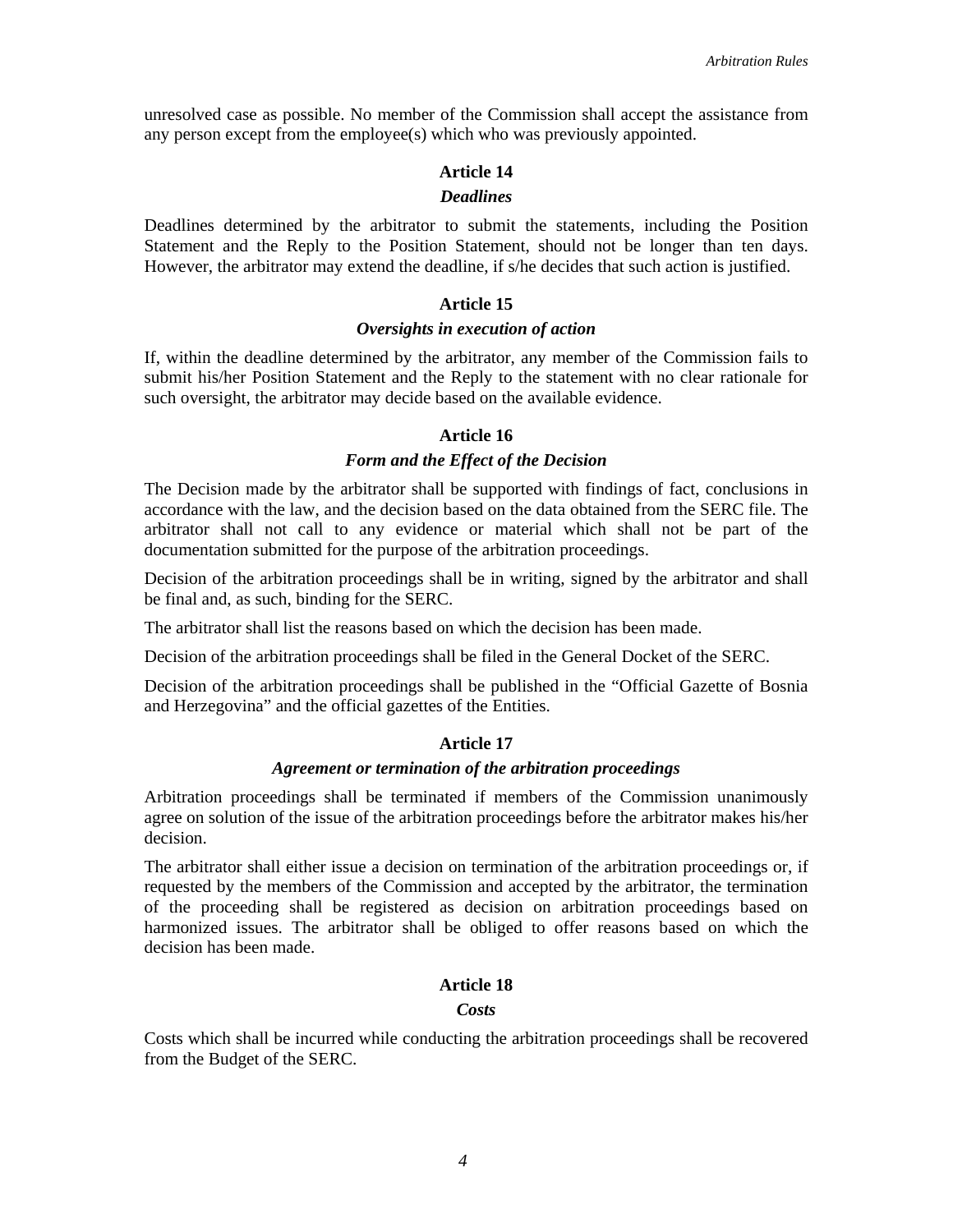unresolved case as possible. No member of the Commission shall accept the assistance from any person except from the employee(s) which who was previously appointed.

### Article 14

#### *Deadlines*

Deadlines determined by the arbitrator to submit the statements, including the Position Statement and the Reply to the Position Statement, should not be longer than ten days. However, the arbitrator may extend the deadline, if s/he decides that such action is justified.

### Article 15

#### *Oversights in execution of action*

If, within the deadline determined by the arbitrator, any member of the Commission fails to submit his/her Position Statement and the Reply to the statement with no clear rationale for such oversight, the arbitrator may decide based on the available evidence.

### Article 16

#### *Form and the Effect of the Decision*

The Decision made by the arbitrator shall be supported with findings of fact, conclusions in accordance with the law, and the decision based on the data obtained from the SERC file. The arbitrator shall not call to any evidence or material which shall not be part of the documentation submitted for the purpose of the arbitration proceedings.

Decision of the arbitration proceedings shall be in writing, signed by the arbitrator and shall be final and, as such, binding for the SERC.

The arbitrator shall list the reasons based on which the decision has been made.

Decision of the arbitration proceedings shall be filed in the General Docket of the SERC.

Decision of the arbitration proceedings shall be published in the "Official Gazette of Bosnia and Herzegovina" and the official gazettes of the Entities.

### Article 17

#### *Agreement or termination of the arbitration proceedings*

Arbitration proceedings shall be terminated if members of the Commission unanimously agree on solution of the issue of the arbitration proceedings before the arbitrator makes his/her decision.

The arbitrator shall either issue a decision on termination of the arbitration proceedings or, if requested by the members of the Commission and accepted by the arbitrator, the termination of the proceeding shall be registered as decision on arbitration proceedings based on harmonized issues. The arbitrator shall be obliged to offer reasons based on which the decision has been made.

### Article 18

#### *Costs*

Costs which shall be incurred while conducting the arbitration proceedings shall be recovered from the Budget of the SERC.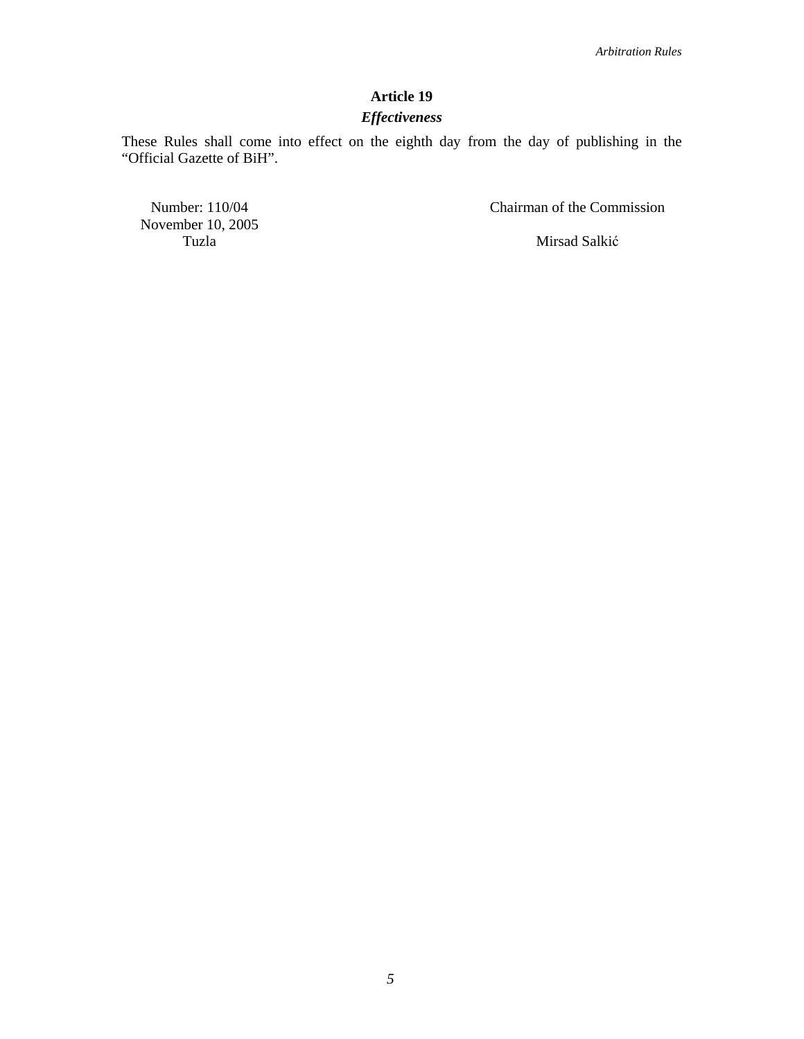## Article 19

### *Effectiveness*

These Rules shall come into effect on the eighth day from the day of publishing in the "Official Gazette of BiH".

Number: 110/04
November 10, 2005
Tuzla

Chairman of the Commission

Mirsad Salkić